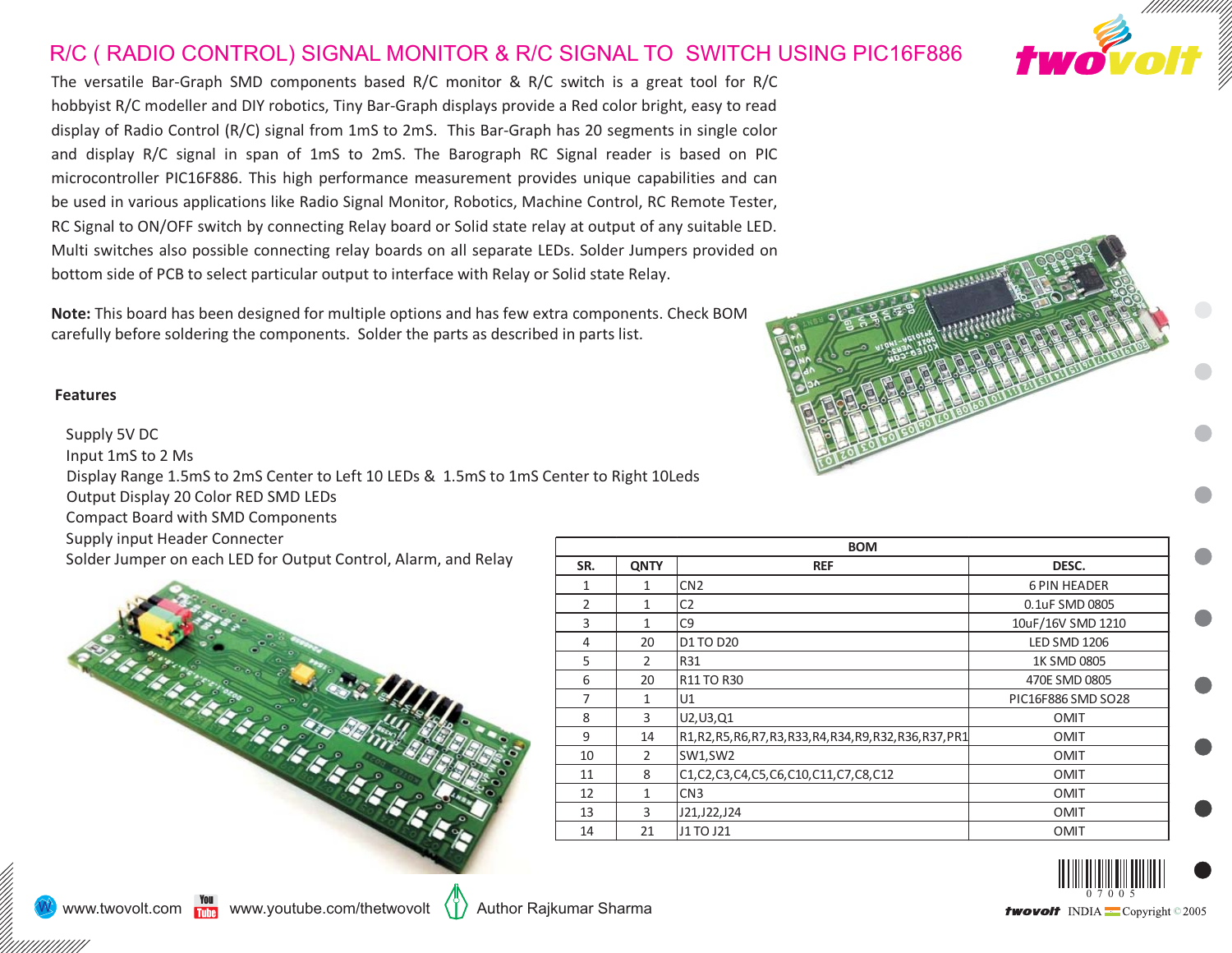# R/C ( RADIO CONTROL) SIGNAL MONITOR & R/C SIGNAL TO SWITCH USING PIC16F886

The versatile Bar-Graph SMD components based R/C monitor & R/C switch is a great tool for R/C hobbyist R/C modeller and DIY robotics, Tiny Bar-Graph displays provide a Red color bright, easy to read display of Radio Control (R/C) signal from 1mS to 2mS. This Bar-Graph has 20 segments in single color and display R/C signal in span of 1mS to 2mS. The Barograph RC Signal reader is based on PIC microcontroller PIC16F886. This high performance measurement provides unique capabilities and can be used in various applications like Radio Signal Monitor, Robotics, Machine Control, RC Remote Tester, RC Signal to ON/OFF switch by connecting Relay board or Solid state relay at output of any suitable LED. Multi switches also possible connecting relay boards on all separate LEDs. Solder Jumpers provided on bottom side of PCB to select particular output to interface with Relay or Solid state Relay.

**Note:** This board has been designed for multiple options and has few extra components. Check BOM carefully before soldering the components. Solder the parts as described in parts list.

## Features

- Supply 5V DC
- Input 1mS to 2 Ms
- Display Range 1.5mS to 2mS Center to Left 10 LEDs & 1.5mS to 1mS Center to Right 10Leds
- Output Display 20 Color RED SMD LEDs
- Compact Board with SMD Components
- Supply input Header Connecter
- Solder Jumper on each LED for Output Control, Alarm, and Relay

| BOM | | | |
|---|---|---|---|
| SR. | QNTY | REF | DESC. |
| 1 | 1 | CN2 | 6 PIN HEADER |
| 2 | 1 | C2 | 0.1uF SMD 0805 |
| 3 | 1 | C9 | 10uF/16V SMD 1210 |
| 4 | 20 | D1 TO D20 | LED SMD 1206 |
| 5 | 2 | R31 | 1K SMD 0805 |
| 6 | 20 | R11 TO R30 | 470E SMD 0805 |
| 7 | 1 | U1 | PIC16F886 SMD SO28 |
| 8 | 3 | U2,U3,Q1 | OMIT |
| 9 | 14 | R1,R2,R5,R6,R7,R3,R33,R4,R34,R9,R32,R36,R37,PR1 | OMIT |
| 10 | 2 | SW1,SW2 | OMIT |
| 11 | 8 | C1,C2,C3,C4,C5,C6,C10,C11,C7,C8,C12 | OMIT |
| 12 | 1 | CN3 | OMIT |
| 13 | 3 | J21,J22,J24 | OMIT |
| 14 | 21 | J1 TO J21 | OMIT |

www.twovolt.com www.youtube.com/thetwovolt Author Rajkumar Sharma

07005

twovolt INDIA Copyright © 2005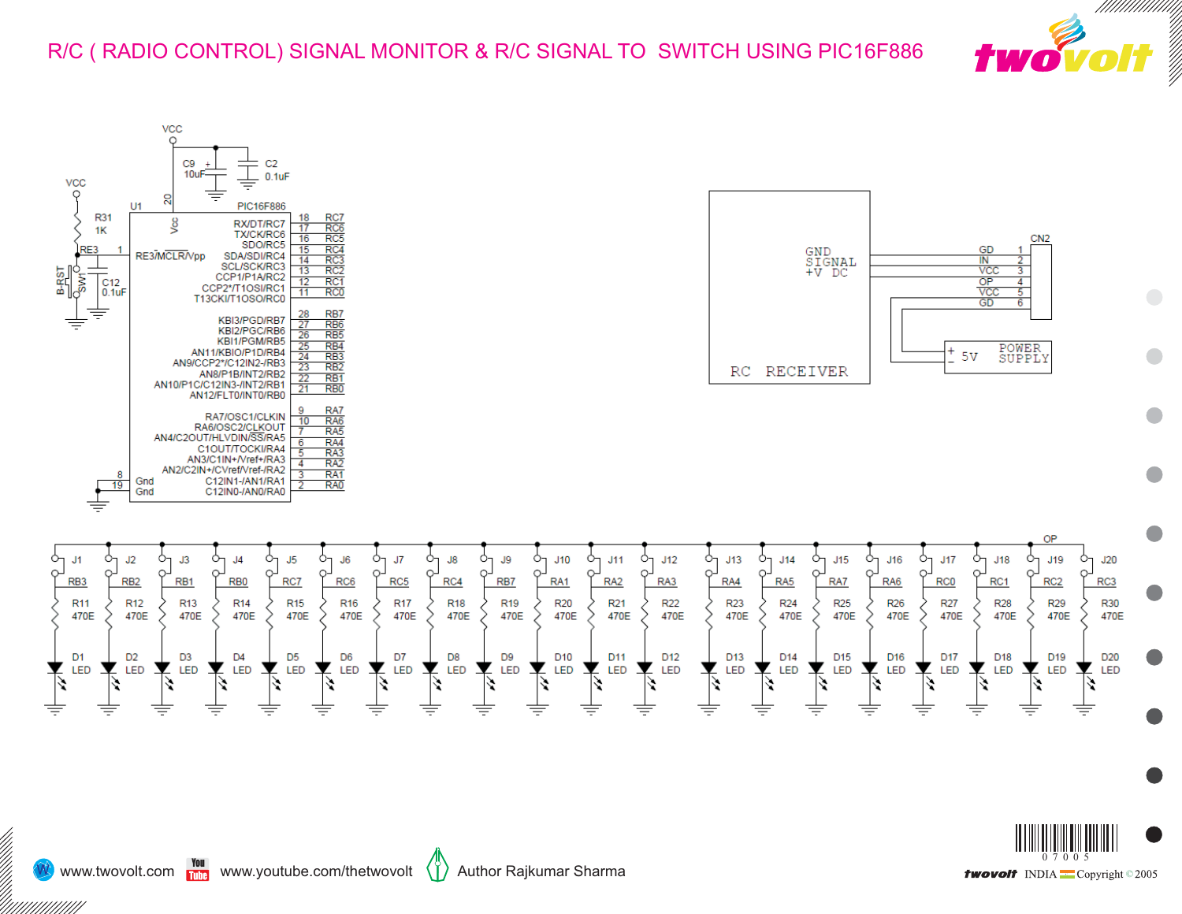# R/C ( RADIO CONTROL) SIGNAL MONITOR & R/C SIGNAL TO SWITCH USING PIC16F886

VCC

C9 10uF + C2 0.1uF

VCC

R31 1K

RE3 1

U1 PIC16F886

20 Vcc

RE3/MCLR/Vpp

B-RST SW1 C12 0.1uF

| Pin function | Pin | Net |
|---|---|---|
| RX/DT/RC7 | 18 | RC7 |
| TX/CK/RC6 | 17 | RC6 |
| SDO/RC5 | 16 | RC5 |
| SDA/SDI/RC4 | 15 | RC4 |
| SCL/SCK/RC3 | 14 | RC3 |
| CCP1/P1A/RC2 | 13 | RC2 |
| CCP2*/T1OSI/RC1 | 12 | RC1 |
| T13CKI/T1OSO/RC0 | 11 | RC0 |
| KBI3/PGD/RB7 | 28 | RB7 |
| KBI2/PGC/RB6 | 27 | RB6 |
| KBI1/PGM/RB5 | 26 | RB5 |
| AN11/KBIO/P1D/RB4 | 25 | RB4 |
| AN9/CCP2*/C12IN2-/RB3 | 24 | RB3 |
| AN8/P1B/INT2/RB2 | 23 | RB2 |
| AN10/P1C/C12IN3-/INT2/RB1 | 22 | RB1 |
| AN12/FLTO/INTO/RB0 | 21 | RB0 |
| RA7/OSC1/CLKIN | 9 | RA7 |
| RA6/OSC2/CLKOUT | 10 | RA6 |
| AN4/C2OUT/HLVDIN/SS/RA5 | 7 | RA5 |
| C1OUT/TOCKI/RA4 | 6 | RA4 |
| AN3/C1IN+/Vref+/RA3 | 5 | RA3 |
| AN2/C2IN+/CVref/Vref-/RA2 | 4 | RA2 |
| C12IN1-/AN1/RA1 | 3 | RA1 |
| C12IN0-/AN0/RA0 | 2 | RA0 |
| Gnd | 8 | |
| Gnd | 19 | |

RC RECEIVER: GND, SIGNAL, +V DC

CN2

| Pin | Signal |
|---|---|
| 1 | GD |
| 2 | IN |
| 3 | VCC |
| 4 | OP |
| 5 | VCC |
| 6 | GD |

5V POWER SUPPLY (+, -)

OP

| Jumper | Net | Resistor | Value | LED |
|---|---|---|---|---|
| J1 | RB3 | R11 | 470E | D1 LED |
| J2 | RB2 | R12 | 470E | D2 LED |
| J3 | RB1 | R13 | 470E | D3 LED |
| J4 | RB0 | R14 | 470E | D4 LED |
| J5 | RC7 | R15 | 470E | D5 LED |
| J6 | RC6 | R16 | 470E | D6 LED |
| J7 | RC5 | R17 | 470E | D7 LED |
| J8 | RC4 | R18 | 470E | D8 LED |
| J9 | RB7 | R19 | 470E | D9 LED |
| J10 | RA1 | R20 | 470E | D10 LED |
| J11 | RA2 | R21 | 470E | D11 LED |
| J12 | RA3 | R22 | 470E | D12 LED |
| J13 | RA4 | R23 | 470E | D13 LED |
| J14 | RA5 | R24 | 470E | D14 LED |
| J15 | RA7 | R25 | 470E | D15 LED |
| J16 | RA6 | R26 | 470E | D16 LED |
| J17 | RC0 | R27 | 470E | D17 LED |
| J18 | RC1 | R28 | 470E | D18 LED |
| J19 | RC2 | R29 | 470E | D19 LED |
| J20 | RC3 | R30 | 470E | D20 LED |

www.twovolt.com www.youtube.com/thetwovolt Author Rajkumar Sharma

07005

twovolt INDIA Copyright © 2005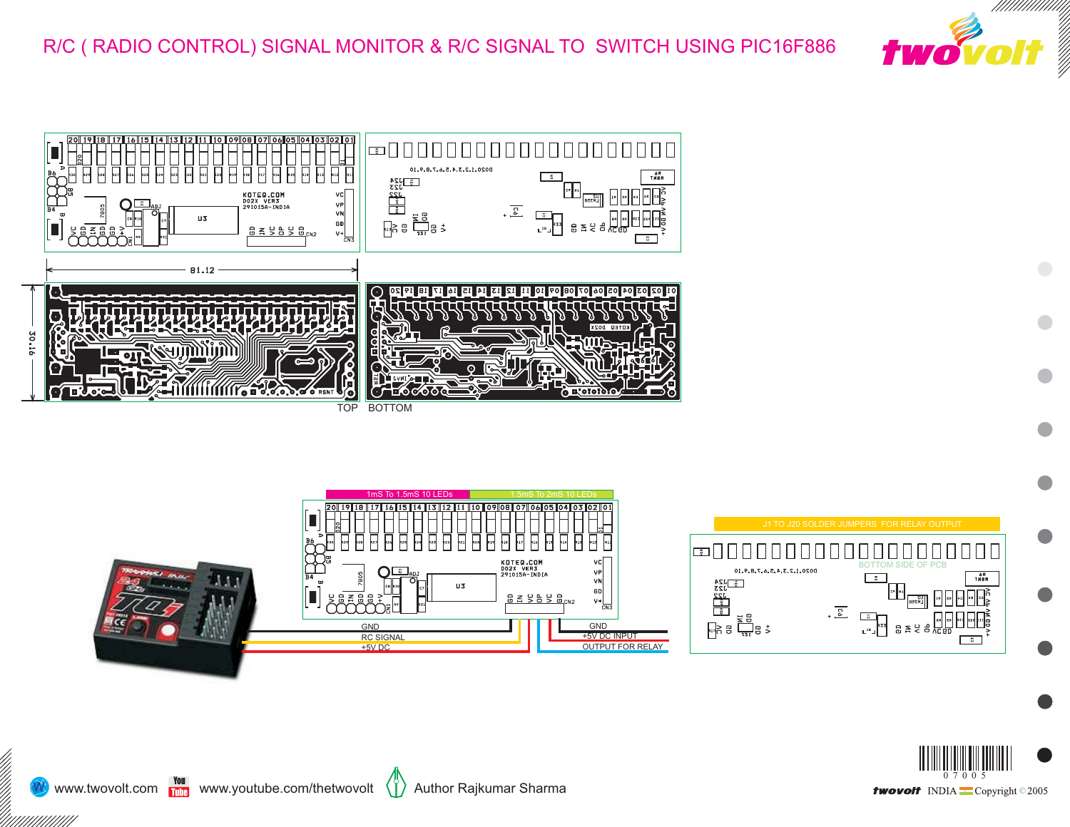# R/C ( RADIO CONTROL) SIGNAL MONITOR & R/C SIGNAL TO SWITCH USING PIC16F886

81.12

30.16

TOP BOTTOM

1mS To 1.5mS 10 LEDs

1.5mS To 2mS 10 LEDs

J1 TO J20 SOLDER JUMPERS FOR RELAY OUTPUT

BOTTOM SIDE OF PCB

GND

RC SIGNAL

+5V DC

GND

+5V DC INPUT

OUTPUT FOR RELAY

www.twovolt.com www.youtube.com/thetwovolt Author Rajkumar Sharma

twovolt INDIA Copyright © 2005